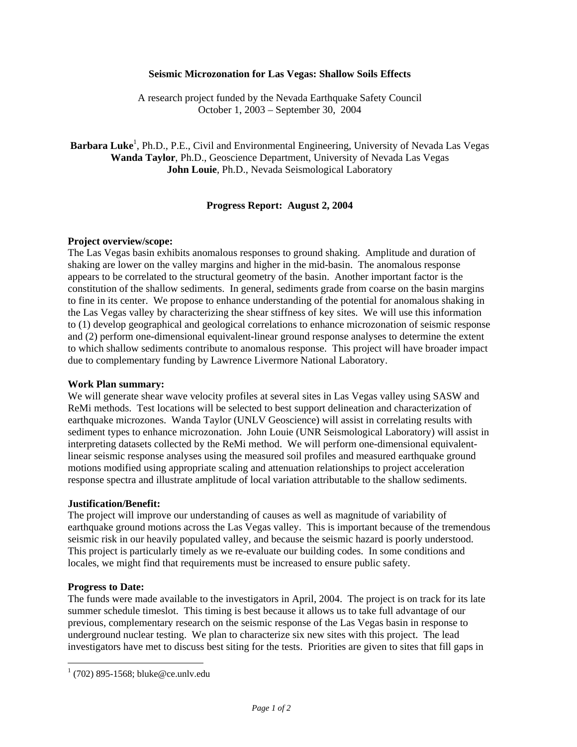# Seismic Microzonation for Las Vegas: Shallow Soils Effects

A research project funded by the Nevada Earthquake Safety Council
October 1, 2003 – September 30, 2004

**Barbara Luke**[1], Ph.D., P.E., Civil and Environmental Engineering, University of Nevada Las Vegas
**Wanda Taylor**, Ph.D., Geoscience Department, University of Nevada Las Vegas
**John Louie**, Ph.D., Nevada Seismological Laboratory

## Progress Report: August 2, 2004

**Project overview/scope:**
The Las Vegas basin exhibits anomalous responses to ground shaking. Amplitude and duration of shaking are lower on the valley margins and higher in the mid-basin. The anomalous response appears to be correlated to the structural geometry of the basin. Another important factor is the constitution of the shallow sediments. In general, sediments grade from coarse on the basin margins to fine in its center. We propose to enhance understanding of the potential for anomalous shaking in the Las Vegas valley by characterizing the shear stiffness of key sites. We will use this information to (1) develop geographical and geological correlations to enhance microzonation of seismic response and (2) perform one-dimensional equivalent-linear ground response analyses to determine the extent to which shallow sediments contribute to anomalous response. This project will have broader impact due to complementary funding by Lawrence Livermore National Laboratory.

**Work Plan summary:**
We will generate shear wave velocity profiles at several sites in Las Vegas valley using SASW and ReMi methods. Test locations will be selected to best support delineation and characterization of earthquake microzones. Wanda Taylor (UNLV Geoscience) will assist in correlating results with sediment types to enhance microzonation. John Louie (UNR Seismological Laboratory) will assist in interpreting datasets collected by the ReMi method. We will perform one-dimensional equivalent-linear seismic response analyses using the measured soil profiles and measured earthquake ground motions modified using appropriate scaling and attenuation relationships to project acceleration response spectra and illustrate amplitude of local variation attributable to the shallow sediments.

**Justification/Benefit:**
The project will improve our understanding of causes as well as magnitude of variability of earthquake ground motions across the Las Vegas valley. This is important because of the tremendous seismic risk in our heavily populated valley, and because the seismic hazard is poorly understood. This project is particularly timely as we re-evaluate our building codes. In some conditions and locales, we might find that requirements must be increased to ensure public safety.

**Progress to Date:**
The funds were made available to the investigators in April, 2004. The project is on track for its late summer schedule timeslot. This timing is best because it allows us to take full advantage of our previous, complementary research on the seismic response of the Las Vegas basin in response to underground nuclear testing. We plan to characterize six new sites with this project. The lead investigators have met to discuss best siting for the tests. Priorities are given to sites that fill gaps in

[1] (702) 895-1568; bluke@ce.unlv.edu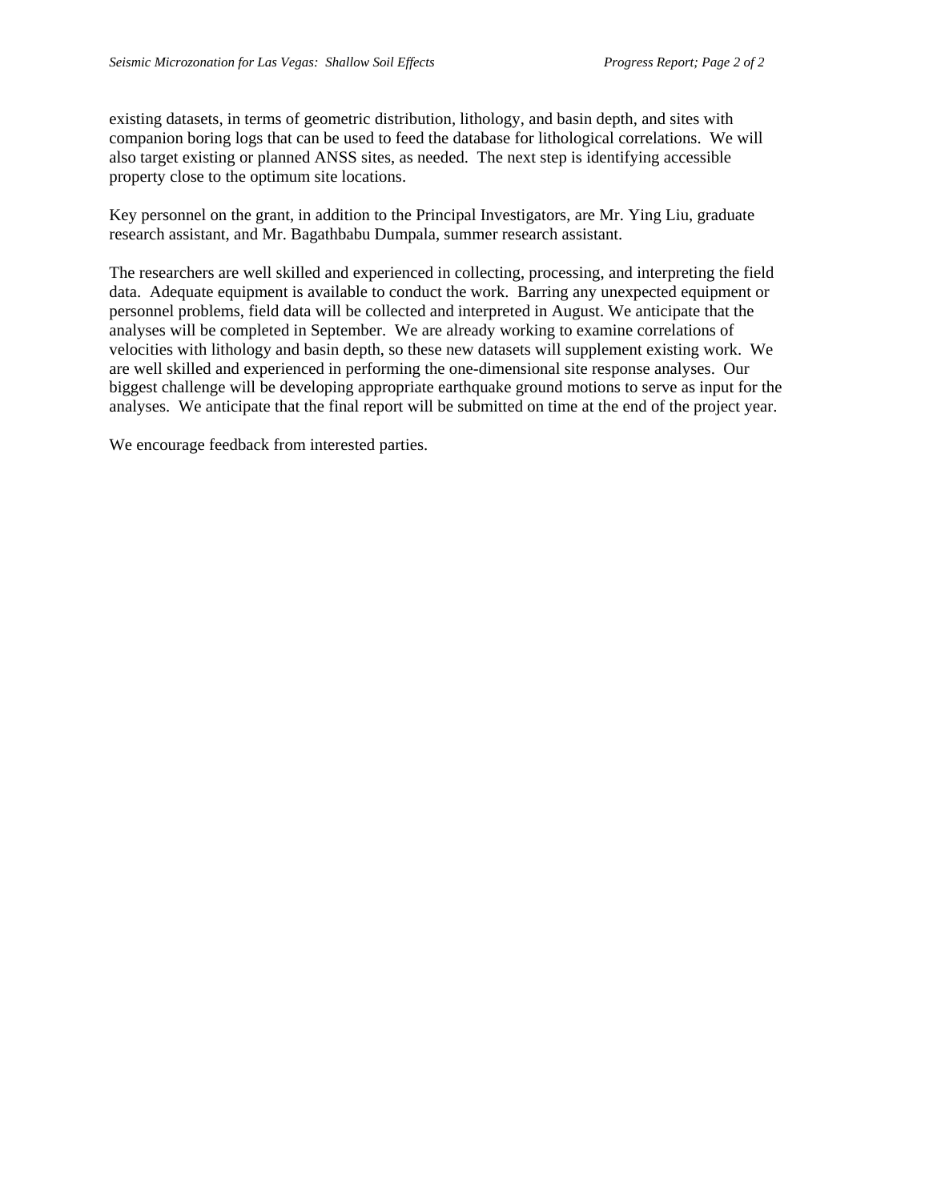existing datasets, in terms of geometric distribution, lithology, and basin depth, and sites with companion boring logs that can be used to feed the database for lithological correlations. We will also target existing or planned ANSS sites, as needed. The next step is identifying accessible property close to the optimum site locations.

Key personnel on the grant, in addition to the Principal Investigators, are Mr. Ying Liu, graduate research assistant, and Mr. Bagathbabu Dumpala, summer research assistant.

The researchers are well skilled and experienced in collecting, processing, and interpreting the field data. Adequate equipment is available to conduct the work. Barring any unexpected equipment or personnel problems, field data will be collected and interpreted in August. We anticipate that the analyses will be completed in September. We are already working to examine correlations of velocities with lithology and basin depth, so these new datasets will supplement existing work. We are well skilled and experienced in performing the one-dimensional site response analyses. Our biggest challenge will be developing appropriate earthquake ground motions to serve as input for the analyses. We anticipate that the final report will be submitted on time at the end of the project year.

We encourage feedback from interested parties.